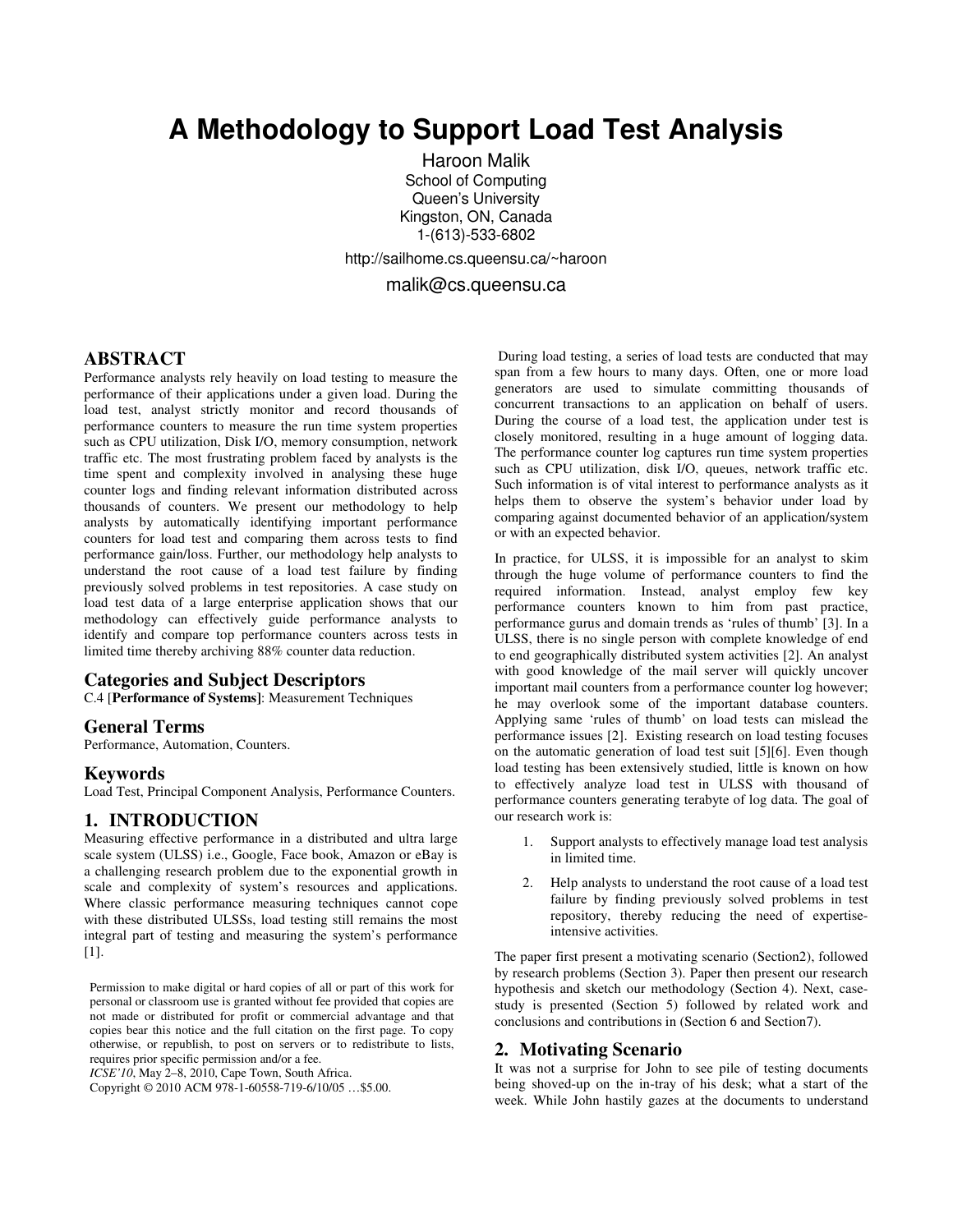# A Methodology to Support Load Test Analysis

Haroon Malik
School of Computing
Queen's University
Kingston, ON, Canada
1-(613)-533-6802

http://sailhome.cs.queensu.ca/~haroon

malik@cs.queensu.ca

## ABSTRACT

Performance analysts rely heavily on load testing to measure the performance of their applications under a given load. During the load test, analyst strictly monitor and record thousands of performance counters to measure the run time system properties such as CPU utilization, Disk I/O, memory consumption, network traffic etc. The most frustrating problem faced by analysts is the time spent and complexity involved in analysing these huge counter logs and finding relevant information distributed across thousands of counters. We present our methodology to help analysts by automatically identifying important performance counters for load test and comparing them across tests to find performance gain/loss. Further, our methodology help analysts to understand the root cause of a load test failure by finding previously solved problems in test repositories. A case study on load test data of a large enterprise application shows that our methodology can effectively guide performance analysts to identify and compare top performance counters across tests in limited time thereby archiving 88% counter data reduction.

### Categories and Subject Descriptors

C.4 [**Performance of Systems**]: Measurement Techniques

### General Terms

Performance, Automation, Counters.

### Keywords

Load Test, Principal Component Analysis, Performance Counters.

## 1. INTRODUCTION

Measuring effective performance in a distributed and ultra large scale system (ULSS) i.e., Google, Face book, Amazon or eBay is a challenging research problem due to the exponential growth in scale and complexity of system's resources and applications. Where classic performance measuring techniques cannot cope with these distributed ULSSs, load testing still remains the most integral part of testing and measuring the system's performance [1].

Permission to make digital or hard copies of all or part of this work for personal or classroom use is granted without fee provided that copies are not made or distributed for profit or commercial advantage and that copies bear this notice and the full citation on the first page. To copy otherwise, or republish, to post on servers or to redistribute to lists, requires prior specific permission and/or a fee.
*ICSE'10*, May 2–8, 2010, Cape Town, South Africa.
Copyright © 2010 ACM 978-1-60558-719-6/10/05 …$5.00.

During load testing, a series of load tests are conducted that may span from a few hours to many days. Often, one or more load generators are used to simulate committing thousands of concurrent transactions to an application on behalf of users. During the course of a load test, the application under test is closely monitored, resulting in a huge amount of logging data. The performance counter log captures run time system properties such as CPU utilization, disk I/O, queues, network traffic etc. Such information is of vital interest to performance analysts as it helps them to observe the system's behavior under load by comparing against documented behavior of an application/system or with an expected behavior.

In practice, for ULSS, it is impossible for an analyst to skim through the huge volume of performance counters to find the required information. Instead, analyst employ few key performance counters known to him from past practice, performance gurus and domain trends as 'rules of thumb' [3]. In a ULSS, there is no single person with complete knowledge of end to end geographically distributed system activities [2]. An analyst with good knowledge of the mail server will quickly uncover important mail counters from a performance counter log however; he may overlook some of the important database counters. Applying same 'rules of thumb' on load tests can mislead the performance issues [2]. Existing research on load testing focuses on the automatic generation of load test suit [5][6]. Even though load testing has been extensively studied, little is known on how to effectively analyze load test in ULSS with thousand of performance counters generating terabyte of log data. The goal of our research work is:

1. Support analysts to effectively manage load test analysis in limited time.
2. Help analysts to understand the root cause of a load test failure by finding previously solved problems in test repository, thereby reducing the need of expertise-intensive activities.

The paper first present a motivating scenario (Section2), followed by research problems (Section 3). Paper then present our research hypothesis and sketch our methodology (Section 4). Next, case-study is presented (Section 5) followed by related work and conclusions and contributions in (Section 6 and Section7).

## 2. Motivating Scenario

It was not a surprise for John to see pile of testing documents being shoved-up on the in-tray of his desk; what a start of the week. While John hastily gazes at the documents to understand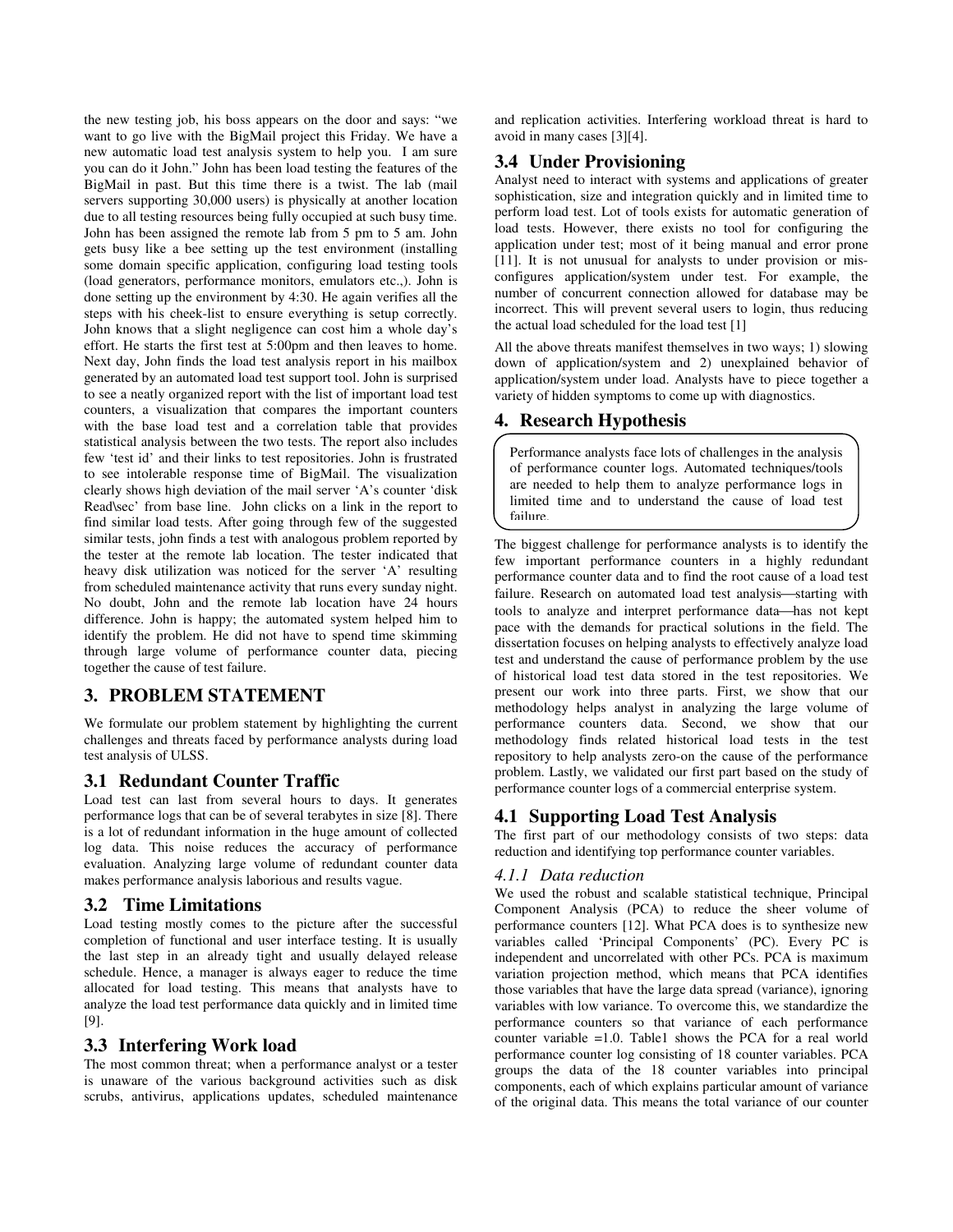the new testing job, his boss appears on the door and says: "we want to go live with the BigMail project this Friday. We have a new automatic load test analysis system to help you. I am sure you can do it John." John has been load testing the features of the BigMail in past. But this time there is a twist. The lab (mail servers supporting 30,000 users) is physically at another location due to all testing resources being fully occupied at such busy time. John has been assigned the remote lab from 5 pm to 5 am. John gets busy like a bee setting up the test environment (installing some domain specific application, configuring load testing tools (load generators, performance monitors, emulators etc.,). John is done setting up the environment by 4:30. He again verifies all the steps with his cheek-list to ensure everything is setup correctly. John knows that a slight negligence can cost him a whole day's effort. He starts the first test at 5:00pm and then leaves to home. Next day, John finds the load test analysis report in his mailbox generated by an automated load test support tool. John is surprised to see a neatly organized report with the list of important load test counters, a visualization that compares the important counters with the base load test and a correlation table that provides statistical analysis between the two tests. The report also includes few 'test id' and their links to test repositories. John is frustrated to see intolerable response time of BigMail. The visualization clearly shows high deviation of the mail server 'A's counter 'disk Read\sec' from base line. John clicks on a link in the report to find similar load tests. After going through few of the suggested similar tests, john finds a test with analogous problem reported by the tester at the remote lab location. The tester indicated that heavy disk utilization was noticed for the server 'A' resulting from scheduled maintenance activity that runs every sunday night. No doubt, John and the remote lab location have 24 hours difference. John is happy; the automated system helped him to identify the problem. He did not have to spend time skimming through large volume of performance counter data, piecing together the cause of test failure.

## 3. PROBLEM STATEMENT

We formulate our problem statement by highlighting the current challenges and threats faced by performance analysts during load test analysis of ULSS.

### 3.1 Redundant Counter Traffic

Load test can last from several hours to days. It generates performance logs that can be of several terabytes in size [8]. There is a lot of redundant information in the huge amount of collected log data. This noise reduces the accuracy of performance evaluation. Analyzing large volume of redundant counter data makes performance analysis laborious and results vague.

### 3.2 Time Limitations

Load testing mostly comes to the picture after the successful completion of functional and user interface testing. It is usually the last step in an already tight and usually delayed release schedule. Hence, a manager is always eager to reduce the time allocated for load testing. This means that analysts have to analyze the load test performance data quickly and in limited time [9].

### 3.3 Interfering Work load

The most common threat; when a performance analyst or a tester is unaware of the various background activities such as disk scrubs, antivirus, applications updates, scheduled maintenance and replication activities. Interfering workload threat is hard to avoid in many cases [3][4].

### 3.4 Under Provisioning

Analyst need to interact with systems and applications of greater sophistication, size and integration quickly and in limited time to perform load test. Lot of tools exists for automatic generation of load tests. However, there exists no tool for configuring the application under test; most of it being manual and error prone [11]. It is not unusual for analysts to under provision or mis-configures application/system under test. For example, the number of concurrent connection allowed for database may be incorrect. This will prevent several users to login, thus reducing the actual load scheduled for the load test [1]

All the above threats manifest themselves in two ways; 1) slowing down of application/system and 2) unexplained behavior of application/system under load. Analysts have to piece together a variety of hidden symptoms to come up with diagnostics.

## 4. Research Hypothesis

> Performance analysts face lots of challenges in the analysis of performance counter logs. Automated techniques/tools are needed to help them to analyze performance logs in limited time and to understand the cause of load test failure.

The biggest challenge for performance analysts is to identify the few important performance counters in a highly redundant performance counter data and to find the root cause of a load test failure. Research on automated load test analysis—starting with tools to analyze and interpret performance data—has not kept pace with the demands for practical solutions in the field. The dissertation focuses on helping analysts to effectively analyze load test and understand the cause of performance problem by the use of historical load test data stored in the test repositories. We present our work into three parts. First, we show that our methodology helps analyst in analyzing the large volume of performance counters data. Second, we show that our methodology finds related historical load tests in the test repository to help analysts zero-on the cause of the performance problem. Lastly, we validated our first part based on the study of performance counter logs of a commercial enterprise system.

### 4.1 Supporting Load Test Analysis

The first part of our methodology consists of two steps: data reduction and identifying top performance counter variables.

#### *4.1.1 Data reduction*

We used the robust and scalable statistical technique, Principal Component Analysis (PCA) to reduce the sheer volume of performance counters [12]. What PCA does is to synthesize new variables called 'Principal Components' (PC). Every PC is independent and uncorrelated with other PCs. PCA is maximum variation projection method, which means that PCA identifies those variables that have the large data spread (variance), ignoring variables with low variance. To overcome this, we standardize the performance counters so that variance of each performance counter variable =1.0. Table1 shows the PCA for a real world performance counter log consisting of 18 counter variables. PCA groups the data of the 18 counter variables into principal components, each of which explains particular amount of variance of the original data. This means the total variance of our counter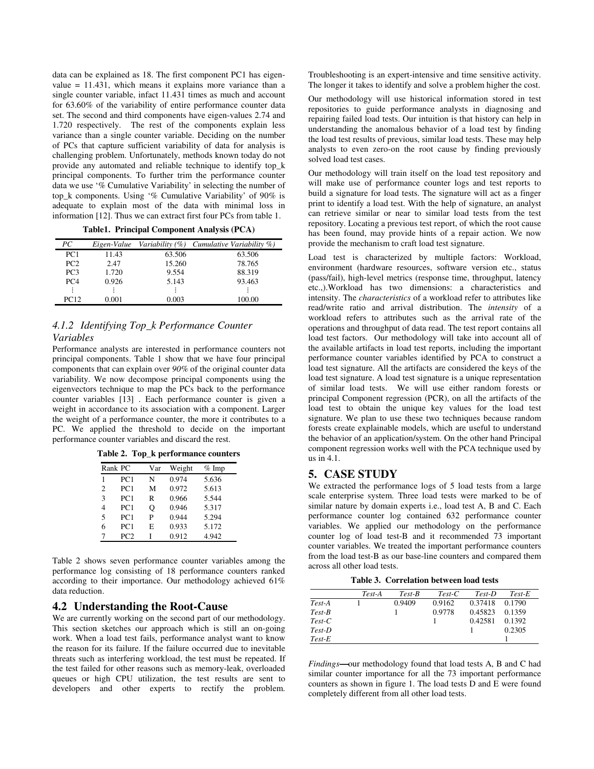data can be explained as 18. The first component PC1 has eigen-value = 11.431, which means it explains more variance than a single counter variable, infact 11.431 times as much and account for 63.60% of the variability of entire performance counter data set. The second and third components have eigen-values 2.74 and 1.720 respectively. The rest of the components explain less variance than a single counter variable. Deciding on the number of PCs that capture sufficient variability of data for analysis is challenging problem. Unfortunately, methods known today do not provide any automated and reliable technique to identify top_k principal components. To further trim the performance counter data we use '% Cumulative Variability' in selecting the number of top_k components. Using '% Cumulative Variability' of 90% is adequate to explain most of the data with minimal loss in information [12]. Thus we can extract first four PCs from table 1.

**Table1. Principal Component Analysis (PCA)**

| *PC* | *Eigen-Value* | *Variability (%)* | *Cumulative Variability %)* |
|---|---|---|---|
| PC1 | 11.43 | 63.506 | 63.506 |
| PC2 | 2.47 | 15.260 | 78.765 |
| PC3 | 1.720 | 9.554 | 88.319 |
| PC4 | 0.926 | 5.143 | 93.463 |
| ⋮ | ⋮ | ⋮ | ⋮ |
| PC12 | 0.001 | 0.003 | 100.00 |

### *4.1.2 Identifying Top_k Performance Counter Variables*

Performance analysts are interested in performance counters not principal components. Table 1 show that we have four principal components that can explain over *90%* of the original counter data variability. We now decompose principal components using the eigenvectors technique to map the PCs back to the performance counter variables [13] . Each performance counter is given a weight in accordance to its association with a component. Larger the weight of a performance counter, the more it contributes to a PC. We applied the threshold to decide on the important performance counter variables and discard the rest.

**Table 2. Top_k performance counters**

| Rank | PC | Var | Weight | % Imp |
|---|---|---|---|---|
| 1 | PC1 | N | 0.974 | 5.636 |
| 2 | PC1 | M | 0.972 | 5.613 |
| 3 | PC1 | R | 0.966 | 5.544 |
| 4 | PC1 | Q | 0.946 | 5.317 |
| 5 | PC1 | P | 0.944 | 5.294 |
| 6 | PC1 | E | 0.933 | 5.172 |
| 7 | PC2 | I | 0.912 | 4.942 |

Table 2 shows seven performance counter variables among the performance log consisting of 18 performance counters ranked according to their importance. Our methodology achieved 61% data reduction.

## 4.2 Understanding the Root-Cause

We are currently working on the second part of our methodology. This section sketches our approach which is still an on-going work. When a load test fails, performance analyst want to know the reason for its failure. If the failure occurred due to inevitable threats such as interfering workload, the test must be repeated. If the test failed for other reasons such as memory-leak, overloaded queues or high CPU utilization, the test results are sent to developers and other experts to rectify the problem. Troubleshooting is an expert-intensive and time sensitive activity. The longer it takes to identify and solve a problem higher the cost.

Our methodology will use historical information stored in test repositories to guide performance analysts in diagnosing and repairing failed load tests. Our intuition is that history can help in understanding the anomalous behavior of a load test by finding the load test results of previous, similar load tests. These may help analysts to even zero-on the root cause by finding previously solved load test cases.

Our methodology will train itself on the load test repository and will make use of performance counter logs and test reports to build a signature for load tests. The signature will act as a finger print to identify a load test. With the help of signature, an analyst can retrieve similar or near to similar load tests from the test repository. Locating a previous test report, of which the root cause has been found, may provide hints of a repair action. We now provide the mechanism to craft load test signature.

Load test is characterized by multiple factors: Workload, environment (hardware resources, software version etc., status (pass/fail), high-level metrics (response time, throughput, latency etc.,).Workload has two dimensions: a characteristics and intensity. The *characteristics* of a workload refer to attributes like read/write ratio and arrival distribution. The *intensity* of a workload refers to attributes such as the arrival rate of the operations and throughput of data read. The test report contains all load test factors. Our methodology will take into account all of the available artifacts in load test reports, including the important performance counter variables identified by PCA to construct a load test signature. All the artifacts are considered the keys of the load test signature. A load test signature is a unique representation of similar load tests. We will use either random forests or principal Component regression (PCR), on all the artifacts of the load test to obtain the unique key values for the load test signature. We plan to use these two techniques because random forests create explainable models, which are useful to understand the behavior of an application/system. On the other hand Principal component regression works well with the PCA technique used by us in 4.1.

# 5. CASE STUDY

We extracted the performance logs of 5 load tests from a large scale enterprise system. Three load tests were marked to be of similar nature by domain experts i.e., load test A, B and C. Each performance counter log contained 632 performance counter variables. We applied our methodology on the performance counter log of load test-B and it recommended 73 important counter variables. We treated the important performance counters from the load test-B as our base-line counters and compared them across all other load tests.

**Table 3. Correlation between load tests**

| | *Test-A* | *Test-B* | *Test-C* | *Test-D* | *Test-E* |
|---|---|---|---|---|---|
| *Test-A* | 1 | 0.9409 | 0.9162 | 0.37418 | 0.1790 |
| *Test-B* | | 1 | 0.9778 | 0.45823 | 0.1359 |
| *Test-C* | | | 1 | 0.42581 | 0.1392 |
| *Test-D* | | | | 1 | 0.2305 |
| *Test-E* | | | | | 1 |

*Findings*—our methodology found that load tests A, B and C had similar counter importance for all the 73 important performance counters as shown in figure 1. The load tests D and E were found completely different from all other load tests.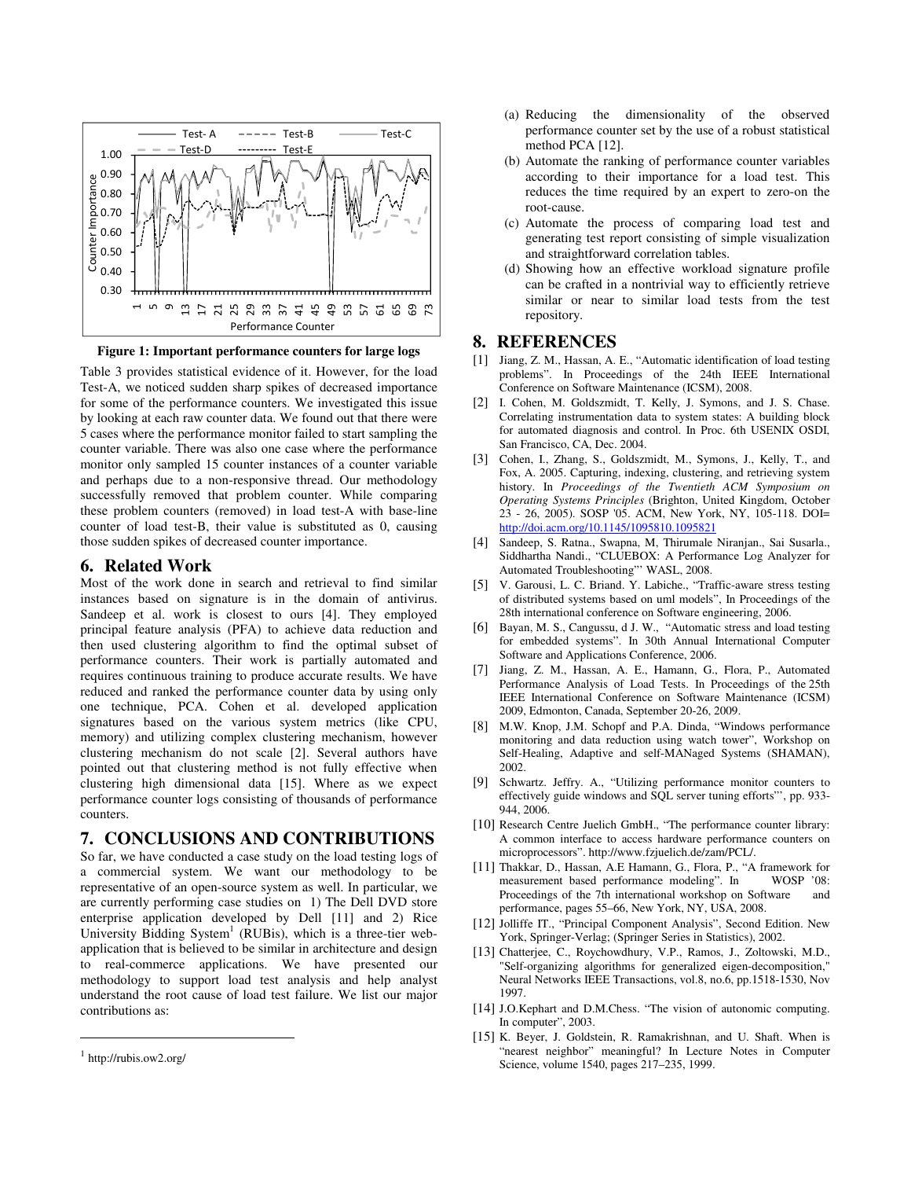Test- A
Test-B
Test-C
Test-D
Test-E

1.00
0.90
0.80
0.70
0.60
0.50
0.40
0.30

Counter Importance

1 5 9 13 17 21 25 29 33 37 41 45 49 53 57 61 65 69 73

Performance Counter

**Figure 1: Important performance counters for large logs**

Table 3 provides statistical evidence of it. However, for the load Test-A, we noticed sudden sharp spikes of decreased importance for some of the performance counters. We investigated this issue by looking at each raw counter data. We found out that there were 5 cases where the performance monitor failed to start sampling the counter variable. There was also one case where the performance monitor only sampled 15 counter instances of a counter variable and perhaps due to a non-responsive thread. Our methodology successfully removed that problem counter. While comparing these problem counters (removed) in load test-A with base-line counter of load test-B, their value is substituted as 0, causing those sudden spikes of decreased counter importance.

## 6. Related Work

Most of the work done in search and retrieval to find similar instances based on signature is in the domain of antivirus. Sandeep et al. work is closest to ours [4]. They employed principal feature analysis (PFA) to achieve data reduction and then used clustering algorithm to find the optimal subset of performance counters. Their work is partially automated and requires continuous training to produce accurate results. We have reduced and ranked the performance counter data by using only one technique, PCA. Cohen et al. developed application signatures based on the various system metrics (like CPU, memory) and utilizing complex clustering mechanism, however clustering mechanism do not scale [2]. Several authors have pointed out that clustering method is not fully effective when clustering high dimensional data [15]. Where as we expect performance counter logs consisting of thousands of performance counters.

## 7. CONCLUSIONS AND CONTRIBUTIONS

So far, we have conducted a case study on the load testing logs of a commercial system. We want our methodology to be representative of an open-source system as well. In particular, we are currently performing case studies on 1) The Dell DVD store enterprise application developed by Dell [11] and 2) Rice University Bidding System[1] (RUBis), which is a three-tier web-application that is believed to be similar in architecture and design to real-commerce applications. We have presented our methodology to support load test analysis and help analyst understand the root cause of load test failure. We list our major contributions as:

(a) Reducing the dimensionality of the observed performance counter set by the use of a robust statistical method PCA [12].

(b) Automate the ranking of performance counter variables according to their importance for a load test. This reduces the time required by an expert to zero-on the root-cause.

(c) Automate the process of comparing load test and generating test report consisting of simple visualization and straightforward correlation tables.

(d) Showing how an effective workload signature profile can be crafted in a nontrivial way to efficiently retrieve similar or near to similar load tests from the test repository.

## 8. REFERENCES

[1] Jiang, Z. M., Hassan, A. E., "Automatic identification of load testing problems". In Proceedings of the 24th IEEE International Conference on Software Maintenance (ICSM), 2008.

[2] I. Cohen, M. Goldszmidt, T. Kelly, J. Symons, and J. S. Chase. Correlating instrumentation data to system states: A building block for automated diagnosis and control. In Proc. 6th USENIX OSDI, San Francisco, CA, Dec. 2004.

[3] Cohen, I., Zhang, S., Goldszmidt, M., Symons, J., Kelly, T., and Fox, A. 2005. Capturing, indexing, clustering, and retrieving system history. In *Proceedings of the Twentieth ACM Symposium on Operating Systems Principles* (Brighton, United Kingdom, October 23 - 26, 2005). SOSP '05. ACM, New York, NY, 105-118. DOI= http://doi.acm.org/10.1145/1095810.1095821

[4] Sandeep, S. Ratna., Swapna, M, Thirumale Niranjan., Sai Susarla., Siddhartha Nandi., "CLUEBOX: A Performance Log Analyzer for Automated Troubleshooting"' WASL, 2008.

[5] V. Garousi, L. C. Briand. Y. Labiche., "Traffic-aware stress testing of distributed systems based on uml models", In Proceedings of the 28th international conference on Software engineering, 2006.

[6] Bayan, M. S., Cangussu, d J. W., "Automatic stress and load testing for embedded systems". In 30th Annual International Computer Software and Applications Conference, 2006.

[7] Jiang, Z. M., Hassan, A. E., Hamann, G., Flora, P., Automated Performance Analysis of Load Tests. In Proceedings of the 25th IEEE International Conference on Software Maintenance (ICSM) 2009, Edmonton, Canada, September 20-26, 2009.

[8] M.W. Knop, J.M. Schopf and P.A. Dinda, "Windows performance monitoring and data reduction using watch tower", Workshop on Self-Healing, Adaptive and self-MANaged Systems (SHAMAN), 2002.

[9] Schwartz. Jeffry. A., "Utilizing performance monitor counters to effectively guide windows and SQL server tuning efforts"', pp. 933-944, 2006.

[10] Research Centre Juelich GmbH., "The performance counter library: A common interface to access hardware performance counters on microprocessors". http://www.fzjuelich.de/zam/PCL/.

[11] Thakkar, D., Hassan, A.E Hamann, G., Flora, P., "A framework for measurement based performance modeling". In WOSP '08: Proceedings of the 7th international workshop on Software and performance, pages 55–66, New York, NY, USA, 2008.

[12] Jolliffe IT., "Principal Component Analysis", Second Edition. New York, Springer-Verlag; (Springer Series in Statistics), 2002.

[13] Chatterjee, C., Roychowdhury, V.P., Ramos, J., Zoltowski, M.D., "Self-organizing algorithms for generalized eigen-decomposition," Neural Networks IEEE Transactions, vol.8, no.6, pp.1518-1530, Nov 1997.

[14] J.O.Kephart and D.M.Chess. "The vision of autonomic computing. In computer", 2003.

[15] K. Beyer, J. Goldstein, R. Ramakrishnan, and U. Shaft. When is "nearest neighbor" meaningful? In Lecture Notes in Computer Science, volume 1540, pages 217–235, 1999.

[1] http://rubis.ow2.org/